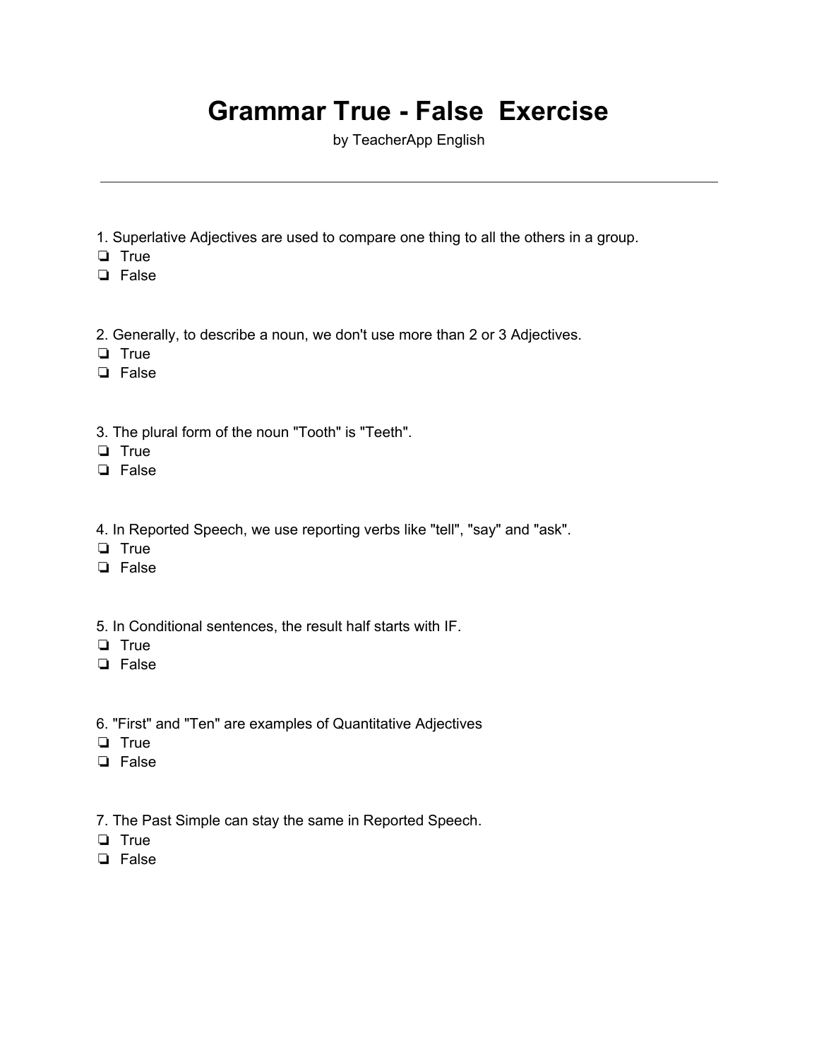# Grammar True - False  Exercise

by TeacherApp English

---

1. Superlative Adjectives are used to compare one thing to all the others in a group.
- ❏ True
- ❏ False

2. Generally, to describe a noun, we don't use more than 2 or 3 Adjectives.
- ❏ True
- ❏ False

3. The plural form of the noun "Tooth" is "Teeth".
- ❏ True
- ❏ False

4. In Reported Speech, we use reporting verbs like "tell", "say" and "ask".
- ❏ True
- ❏ False

5. In Conditional sentences, the result half starts with IF.
- ❏ True
- ❏ False

6. "First" and "Ten" are examples of Quantitative Adjectives
- ❏ True
- ❏ False

7. The Past Simple can stay the same in Reported Speech.
- ❏ True
- ❏ False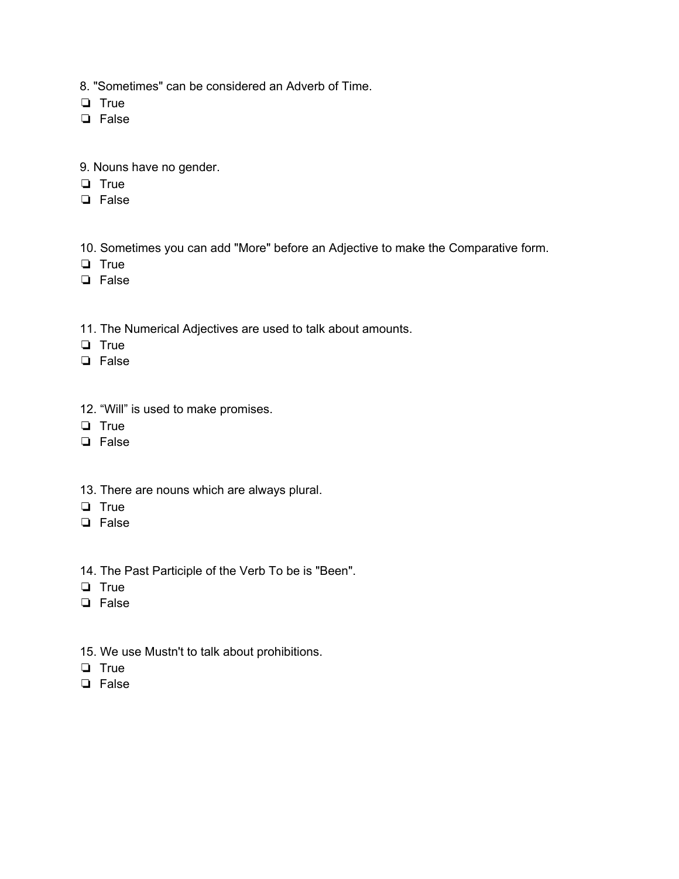8. "Sometimes" can be considered an Adverb of Time.

- ❏ True
- ❏ False

9. Nouns have no gender.

- ❏ True
- ❏ False

10. Sometimes you can add "More" before an Adjective to make the Comparative form.

- ❏ True
- ❏ False

11. The Numerical Adjectives are used to talk about amounts.

- ❏ True
- ❏ False

12. “Will” is used to make promises.

- ❏ True
- ❏ False

13. There are nouns which are always plural.

- ❏ True
- ❏ False

14. The Past Participle of the Verb To be is "Been".

- ❏ True
- ❏ False

15. We use Mustn't to talk about prohibitions.

- ❏ True
- ❏ False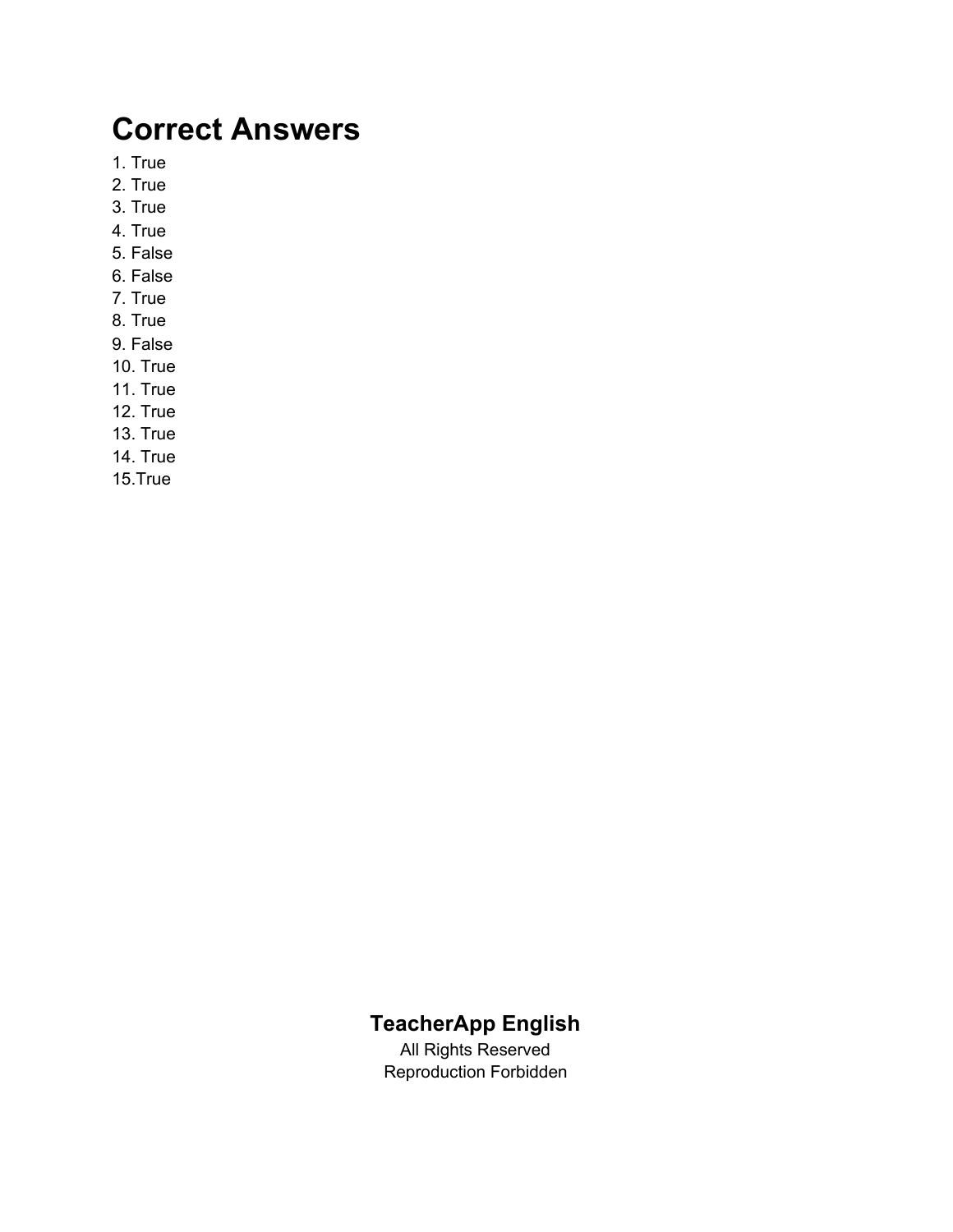# Correct Answers

1. True
2. True
3. True
4. True
5. False
6. False
7. True
8. True
9. False
10. True
11. True
12. True
13. True
14. True
15. True

**TeacherApp English**

All Rights Reserved

Reproduction Forbidden